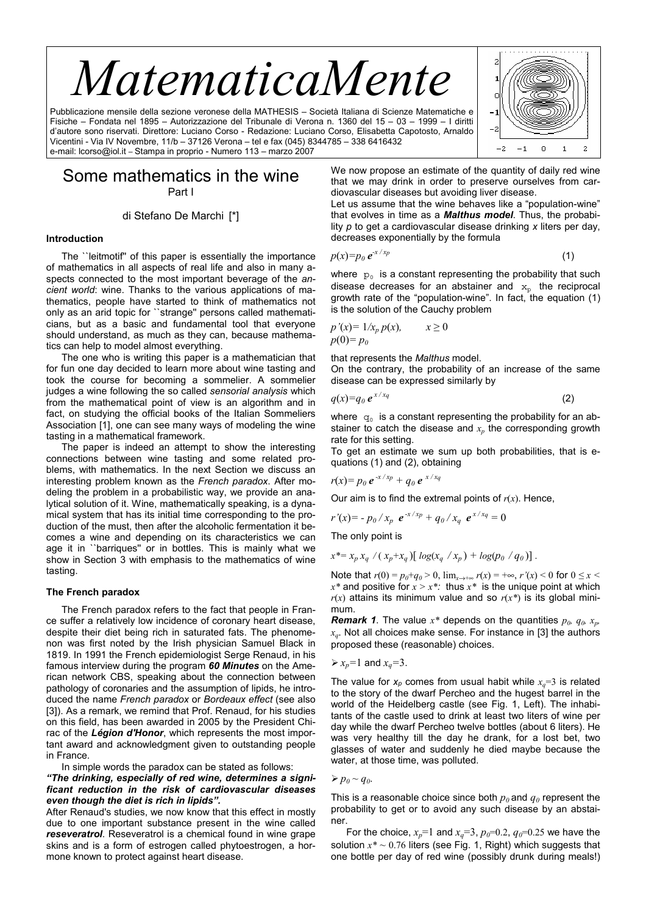# *MatematicaMente*

Pubblicazione mensile della sezione veronese della MATHESIS – Società Italiana di Scienze Matematiche e Fisiche – Fondata nel 1895 – Autorizzazione del Tribunale di Verona n. 1360 del 15 – 03 – 1999 – I diritti d'autore sono riservati. Direttore: Luciano Corso - Redazione: Luciano Corso, Elisabetta Capotosto, Arnaldo Vicentini - Via IV Novembre, 11/b – 37126 Verona – tel e fax (045) 8344785 – 338 6416432
e-mail: lcorso@iol.it – Stampa in proprio - Numero 113 – marzo 2007

## Some mathematics in the wine

Part I

di Stefano De Marchi [*]

### Introduction

The ``leitmotif'' of this paper is essentially the importance of mathematics in all aspects of real life and also in many aspects connected to the most important beverage of the *ancient world*: wine. Thanks to the various applications of mathematics, people have started to think of mathematics not only as an arid topic for ``strange'' persons called mathematicians, but as a basic and fundamental tool that everyone should understand, as much as they can, because mathematics can help to model almost everything.

The one who is writing this paper is a mathematician that for fun one day decided to learn more about wine tasting and took the course for becoming a sommelier. A sommelier judges a wine following the so called *sensorial analysis* which from the mathematical point of view is an algorithm and in fact, on studying the official books of the Italian Sommeliers Association [1], one can see many ways of modeling the wine tasting in a mathematical framework.

The paper is indeed an attempt to show the interesting connections between wine tasting and some related problems, with mathematics. In the next Section we discuss an interesting problem known as the *French paradox*. After modeling the problem in a probabilistic way, we provide an analytical solution of it. Wine, mathematically speaking, is a dynamical system that has its initial time corresponding to the production of the must, then after the alcoholic fermentation it becomes a wine and depending on its characteristics we can age it in ``barriques'' or in bottles. This is mainly what we show in Section 3 with emphasis to the mathematics of wine tasting.

### The French paradox

The French paradox refers to the fact that people in France suffer a relatively low incidence of coronary heart disease, despite their diet being rich in saturated fats. The phenomenon was first noted by the Irish physician Samuel Black in 1819. In 1991 the French epidemiologist Serge Renaud, in his famous interview during the program ***60 Minutes*** on the American network CBS, speaking about the connection between pathology of coronaries and the assumption of lipids, he introduced the name *French paradox* or *Bordeaux effect* (see also [3]). As a remark, we remind that Prof. Renaud, for his studies on this field, has been awarded in 2005 by the President Chirac of the ***Légion d'Honor***, which represents the most important award and acknowledgment given to outstanding people in France.

In simple words the paradox can be stated as follows:

***"The drinking, especially of red wine, determines a significant reduction in the risk of cardiovascular diseases even though the diet is rich in lipids".***

After Renaud's studies, we now know that this effect in mostly due to one important substance present in the wine called ***reseveratrol***. Reseveratrol is a chemical found in wine grape skins and is a form of estrogen called phytoestrogen, a hormone known to protect against heart disease.

We now propose an estimate of the quantity of daily red wine that we may drink in order to preserve ourselves from cardiovascular diseases but avoiding liver disease.

Let us assume that the wine behaves like a "population-wine" that evolves in time as a ***Malthus model***. Thus, the probability $p$ to get a cardiovascular disease drinking $x$ liters per day, decreases exponentially by the formula

$$p(x)=p_0\, e^{-x/x_p} \qquad (1)$$

where $p_0$ is a constant representing the probability that such disease decreases for an abstainer and $x_p$ the reciprocal growth rate of the "population-wine". In fact, the equation (1) is the solution of the Cauchy problem

$$p'(x)= 1/x_p\, p(x), \qquad x \geq 0$$
$$p(0)= p_0$$

that represents the *Malthus* model.

On the contrary, the probability of an increase of the same disease can be expressed similarly by

$$q(x)=q_0\, e^{x/x_q} \qquad (2)$$

where $q_0$ is a constant representing the probability for an abstainer to catch the disease and $x_p$ the corresponding growth rate for this setting.

To get an estimate we sum up both probabilities, that is equations (1) and (2), obtaining

$$r(x)= p_0\, e^{-x/x_p} + q_0\, e^{x/x_q}$$

Our aim is to find the extremal points of $r(x)$. Hence,

$$r'(x)= - p_0 / x_p\;\; e^{-x/x_p} + q_0 / x_q\;\; e^{x/x_q} = 0$$

The only point is

$$x^{*}= x_p\, x_q \;/\; ( x_p+x_q )[\; log(x_q \;/ x_p\,) + log(p_0 \;/ q_0\,)]\;.$$

Note that $r(0) = p_0+q_0 > 0$, $\lim_{x\to+\infty} r(x) = +\infty$, $r'(x) < 0$ for $0 \leq x < x^*$ and positive for $x > x^*$: thus $x^*$ is the unique point at which $r(x)$ attains its minimum value and so $r(x^*)$ is its global minimum.

***Remark 1***. The value $x^*$ depends on the quantities $p_0$, $q_0$, $x_p$, $x_q$. Not all choices make sense. For instance in [3] the authors proposed these (reasonable) choices.

- $x_p$=1 and $x_q$=3.

The value for $x_p$ comes from usual habit while $x_q$=3 is related to the story of the dwarf Percheo and the hugest barrel in the world of the Heidelberg castle (see Fig. 1, Left). The inhabitants of the castle used to drink at least two liters of wine per day while the dwarf Percheo twelve bottles (about 6 liters). He was very healthy till the day he drank, for a lost bet, two glasses of water and suddenly he died maybe because the water, at those time, was polluted.

- $p_0 \sim q_0$.

This is a reasonable choice since both $p_0$ and $q_0$ represent the probability to get or to avoid any such disease by an abstainer.

For the choice, $x_p$=1 and $x_q$=3, $p_0$=0.2, $q_0$=0.25 we have the solution $x^* \sim 0.76$ liters (see Fig. 1, Right) which suggests that one bottle per day of red wine (possibly drunk during meals!)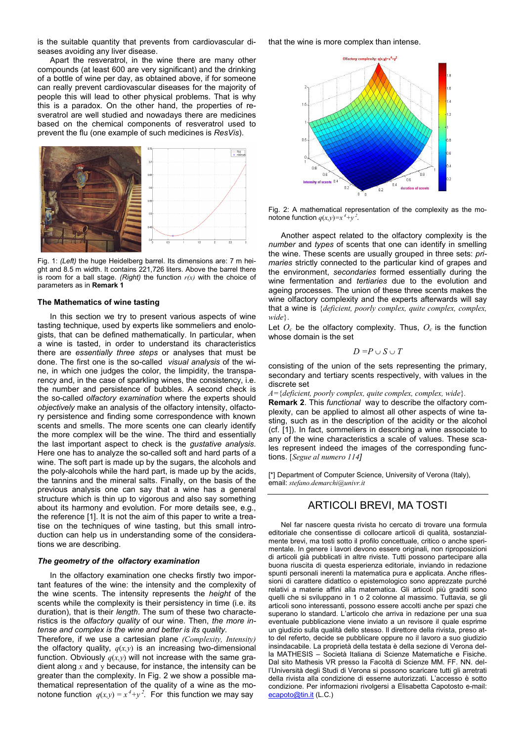is the suitable quantity that prevents from cardiovascular diseases avoiding any liver disease.

Apart the resveratrol, in the wine there are many other compounds (at least 600 are very significant) and the drinking of a bottle of wine per day, as obtained above, if for someone can really prevent cardiovascular diseases for the majority of people this will lead to other physical problems. That is why this is a paradox. On the other hand, the properties of resveratrol are well studied and nowadays there are medicines based on the chemical components of resveratrol used to prevent the flu (one example of such medicines is *ResVis*).

0.75
0.7
0.65
0.6
0.55
0.5
0.45
0.4
0
0.5
1
1.5
2
2.5
3
R(x)
minimum

Fig. 1: *(Left)* the huge Heidelberg barrel. Its dimensions are: 7 m height and 8.5 m width. It contains 221,726 liters. Above the barrel there is room for a ball stage. *(Right)* the function $r(x)$ with the choice of parameters as in **Remark 1**

### The Mathematics of wine tasting

In this section we try to present various aspects of wine tasting technique, used by experts like sommeliers and enologists, that can be defined mathematically. In particular, when a wine is tasted, in order to understand its characteristics there are *essentially three steps* or analyses that must be done. The first one is the so-called *visual analysis* of the wine, in which one judges the color, the limpidity, the transparency and, in the case of sparkling wines, the consistency, i.e. the number and persistence of bubbles. A second check is the so-called *olfactory examination* where the experts should *objectively* make an analysis of the olfactory intensity, olfactory persistence and finding some correspondence with known scents and smells. The more scents one can clearly identify the more complex will be the wine. The third and essentially the last important aspect to check is the *gustative analysis*. Here one has to analyze the so-called soft and hard parts of a wine. The soft part is made up by the sugars, the alcohols and the poly-alcohols while the hard part, is made up by the acids, the tannins and the mineral salts. Finally, on the basis of the previous analysis one can say that a wine has a general structure which is thin up to vigorous and also say something about its harmony and evolution. For more details see, e.g., the reference [1]. It is not the aim of this paper to write a treatise on the techniques of wine tasting, but this small introduction can help us in understanding some of the considerations we are describing.

### *The geometry of the olfactory examination*

In the olfactory examination one checks firstly two important features of the wine: the intensity and the complexity of the wine scents. The intensity represents the *height* of the scents while the complexity is their persistency in time (i.e. its duration), that is their *length*. The sum of these two characteristics is the *olfactory quality* of our wine. Then, *the more intense and complex is the wine and better is its quality*.

Therefore, if we use a cartesian plane *(Complexity, Intensity)* the olfactory quality, $q(x,y)$ is an increasing two-dimensional function. Obviously $q(x,y)$ will not increase with the same gradient along $x$ and $y$ because, for instance, the intensity can be greater than the complexity. In Fig. 2 we show a possible mathematical representation of the quality of a wine as the monotone function $q(x,y) = x^4+y^2$. For this function we may say that the wine is more complex than intense.

Olfactory complexity: $q(x,y)=x^4+y^2$
2
1.5
1
0.5
0
1
0.8
0.6
0.4
0.2
0
intensity of scents
0
0.2
0.4
0.6
0.8
1
duration of scents
1.8
1.6
1.4
1.2
1
0.8
0.6
0.4
0.2

Fig. 2: A mathematical representation of the complexity as the monotone function $q(x,y)=x^4+y^2$.

Another aspect related to the olfactory complexity is the *number* and *types* of scents that one can identify in smelling the wine. These scents are usually grouped in three sets: *primaries* strictly connected to the particular kind of grapes and the environment, *secondaries* formed essentially during the wine fermentation and *tertiaries* due to the evolution and ageing processes. The union of these three scents makes the wine olfactory complexity and the experts afterwards will say that a wine is {*deficient, poorly complex, quite complex, complex, wide*}.

Let $O_c$ be the olfactory complexity. Thus, $O_c$ is the function whose domain is the set

$$D = P \cup S \cup T$$

consisting of the union of the sets representing the primary, secondary and tertiary scents respectively, with values in the discrete set

$A$={*deficient, poorly complex, quite complex, complex, wide*}.

**Remark 2**. This *functional* way to describe the olfactory complexity, can be applied to almost all other aspects of wine tasting, such as in the description of the acidity or the alcohol (cf. [1]). In fact, sommeliers in describing a wine associate to any of the wine characteristics a scale of values. These scales represent indeed the images of the corresponding functions. [*Segue al numero 114*]

[*] Department of Computer Science, University of Verona (Italy), email: *stefano.demarchi@univr.it*

## ARTICOLI BREVI, MA TOSTI

Nel far nascere questa rivista ho cercato di trovare una formula editoriale che consentisse di collocare articoli di qualità, sostanzialmente brevi, ma tosti sotto il profilo concettuale, critico o anche sperimentale. In genere i lavori devono essere originali, non riproposizioni di articoli già pubblicati in altre riviste. Tutti possono partecipare alla buona riuscita di questa esperienza editoriale, inviando in redazione spunti personali inerenti la matematica pura e applicata. Anche riflessioni di carattere didattico o epistemologico sono apprezzate purché relativi a materie affini alla matematica. Gli articoli più graditi sono quelli che si sviluppano in 1 o 2 colonne al massimo. Tuttavia, se gli articoli sono interessanti, possono essere accolti anche per spazi che superano lo standard. L'articolo che arriva in redazione per una sua eventuale pubblicazione viene inviato a un revisore il quale esprime un giudizio sulla qualità dello stesso. Il direttore della rivista, preso atto del referto, decide se pubblicare oppure no il lavoro a suo giudizio insindacabile. La proprietà della testata è della sezione di Verona della MATHESIS – Società Italiana di Scienze Matematiche e Fisiche. Dal sito Mathesis VR presso la Facoltà di Scienze MM. FF. NN. dell'Università degli Studi di Verona si possono scaricare tutti gli arretrati della rivista alla condizione di esserne autorizzati. L'accesso è sotto condizione. Per informazioni rivolgersi a Elisabetta Capotosto e-mail: ecapoto@tin.it (L.C.)